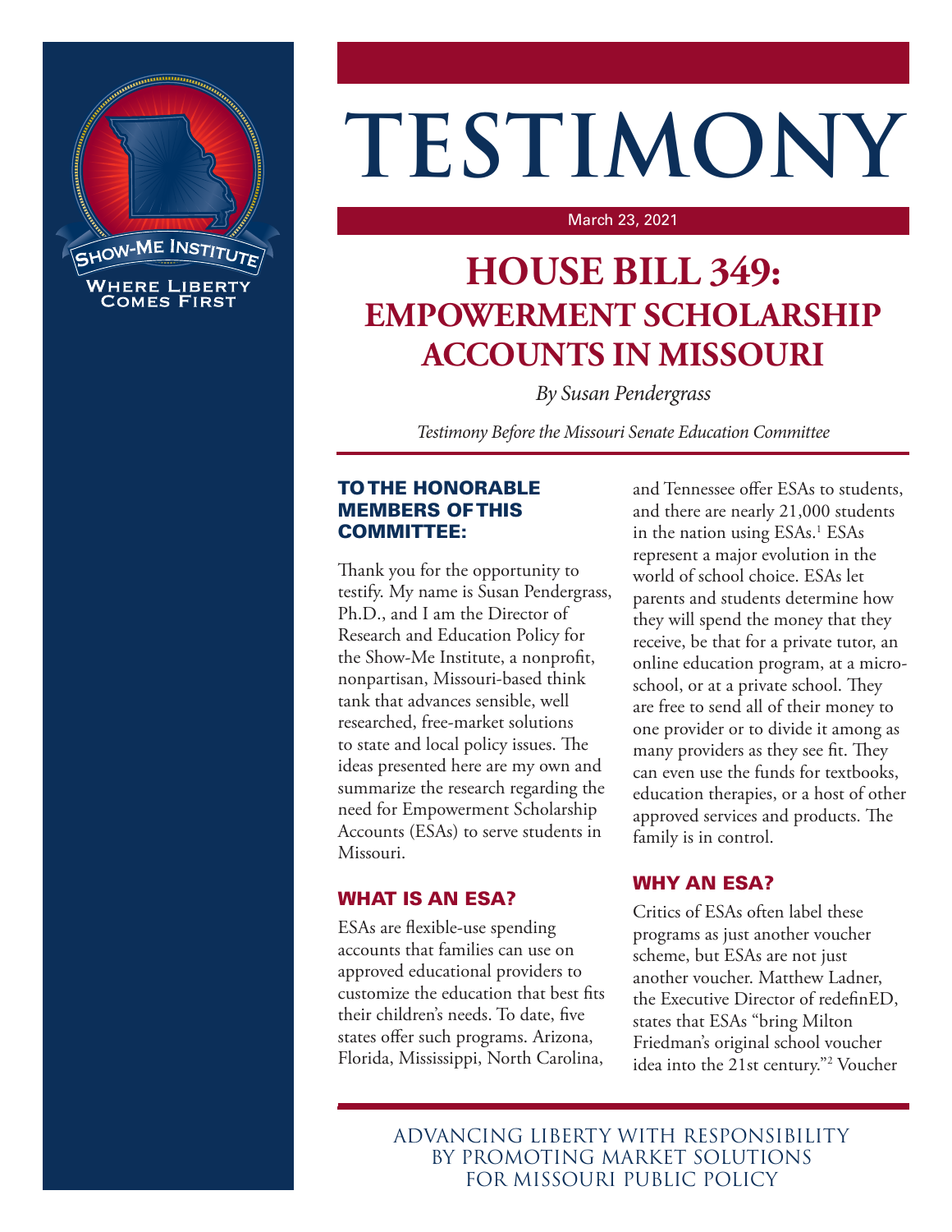# TESTIMONY

March 23, 2021

## HOUSE BILL 349: EMPOWERMENT SCHOLARSHIP ACCOUNTS IN MISSOURI

*By Susan Pendergrass*

*Testimony Before the Missouri Senate Education Committee*

### TO THE HONORABLE MEMBERS OF THIS COMMITTEE:

Thank you for the opportunity to testify. My name is Susan Pendergrass, Ph.D., and I am the Director of Research and Education Policy for the Show-Me Institute, a nonprofit, nonpartisan, Missouri-based think tank that advances sensible, well researched, free-market solutions to state and local policy issues. The ideas presented here are my own and summarize the research regarding the need for Empowerment Scholarship Accounts (ESAs) to serve students in Missouri.

### WHAT IS AN ESA?

ESAs are flexible-use spending accounts that families can use on approved educational providers to customize the education that best fits their children's needs. To date, five states offer such programs. Arizona, Florida, Mississippi, North Carolina, and Tennessee offer ESAs to students, and there are nearly 21,000 students in the nation using ESAs.[1] ESAs represent a major evolution in the world of school choice. ESAs let parents and students determine how they will spend the money that they receive, be that for a private tutor, an online education program, at a micro-school, or at a private school. They are free to send all of their money to one provider or to divide it among as many providers as they see fit. They can even use the funds for textbooks, education therapies, or a host of other approved services and products. The family is in control.

### WHY AN ESA?

Critics of ESAs often label these programs as just another voucher scheme, but ESAs are not just another voucher. Matthew Ladner, the Executive Director of redefinED, states that ESAs "bring Milton Friedman's original school voucher idea into the 21st century."[2] Voucher

ADVANCING LIBERTY WITH RESPONSIBILITY BY PROMOTING MARKET SOLUTIONS FOR MISSOURI PUBLIC POLICY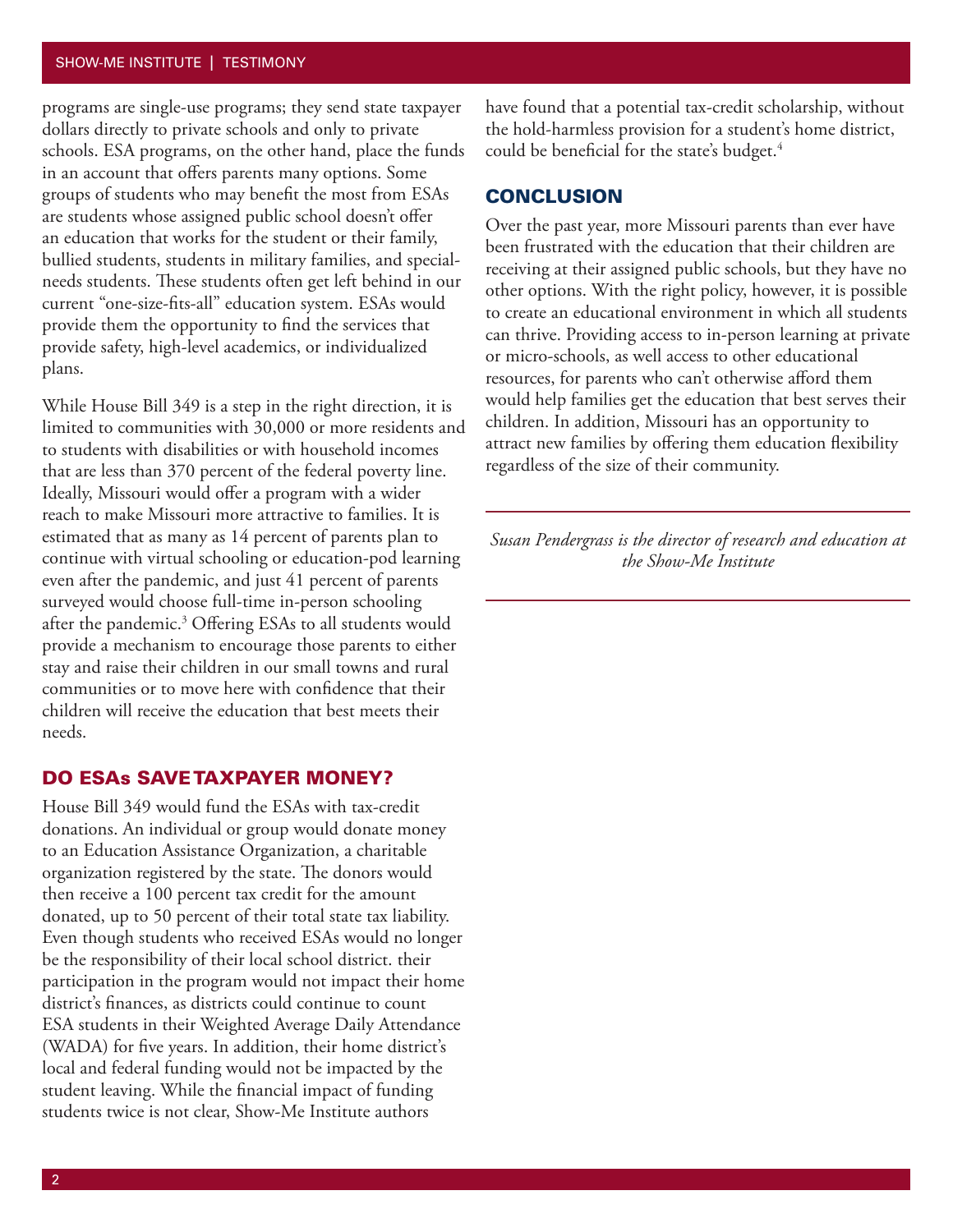programs are single-use programs; they send state taxpayer dollars directly to private schools and only to private schools. ESA programs, on the other hand, place the funds in an account that offers parents many options. Some groups of students who may benefit the most from ESAs are students whose assigned public school doesn't offer an education that works for the student or their family, bullied students, students in military families, and special-needs students. These students often get left behind in our current "one-size-fits-all" education system. ESAs would provide them the opportunity to find the services that provide safety, high-level academics, or individualized plans.

While House Bill 349 is a step in the right direction, it is limited to communities with 30,000 or more residents and to students with disabilities or with household incomes that are less than 370 percent of the federal poverty line. Ideally, Missouri would offer a program with a wider reach to make Missouri more attractive to families. It is estimated that as many as 14 percent of parents plan to continue with virtual schooling or education-pod learning even after the pandemic, and just 41 percent of parents surveyed would choose full-time in-person schooling after the pandemic.[3] Offering ESAs to all students would provide a mechanism to encourage those parents to either stay and raise their children in our small towns and rural communities or to move here with confidence that their children will receive the education that best meets their needs.

## DO ESAs SAVE TAXPAYER MONEY?

House Bill 349 would fund the ESAs with tax-credit donations. An individual or group would donate money to an Education Assistance Organization, a charitable organization registered by the state. The donors would then receive a 100 percent tax credit for the amount donated, up to 50 percent of their total state tax liability. Even though students who received ESAs would no longer be the responsibility of their local school district. their participation in the program would not impact their home district's finances, as districts could continue to count ESA students in their Weighted Average Daily Attendance (WADA) for five years. In addition, their home district's local and federal funding would not be impacted by the student leaving. While the financial impact of funding students twice is not clear, Show-Me Institute authors have found that a potential tax-credit scholarship, without the hold-harmless provision for a student's home district, could be beneficial for the state's budget.[4]

## CONCLUSION

Over the past year, more Missouri parents than ever have been frustrated with the education that their children are receiving at their assigned public schools, but they have no other options. With the right policy, however, it is possible to create an educational environment in which all students can thrive. Providing access to in-person learning at private or micro-schools, as well access to other educational resources, for parents who can't otherwise afford them would help families get the education that best serves their children. In addition, Missouri has an opportunity to attract new families by offering them education flexibility regardless of the size of their community.

---

*Susan Pendergrass is the director of research and education at the Show-Me Institute*

---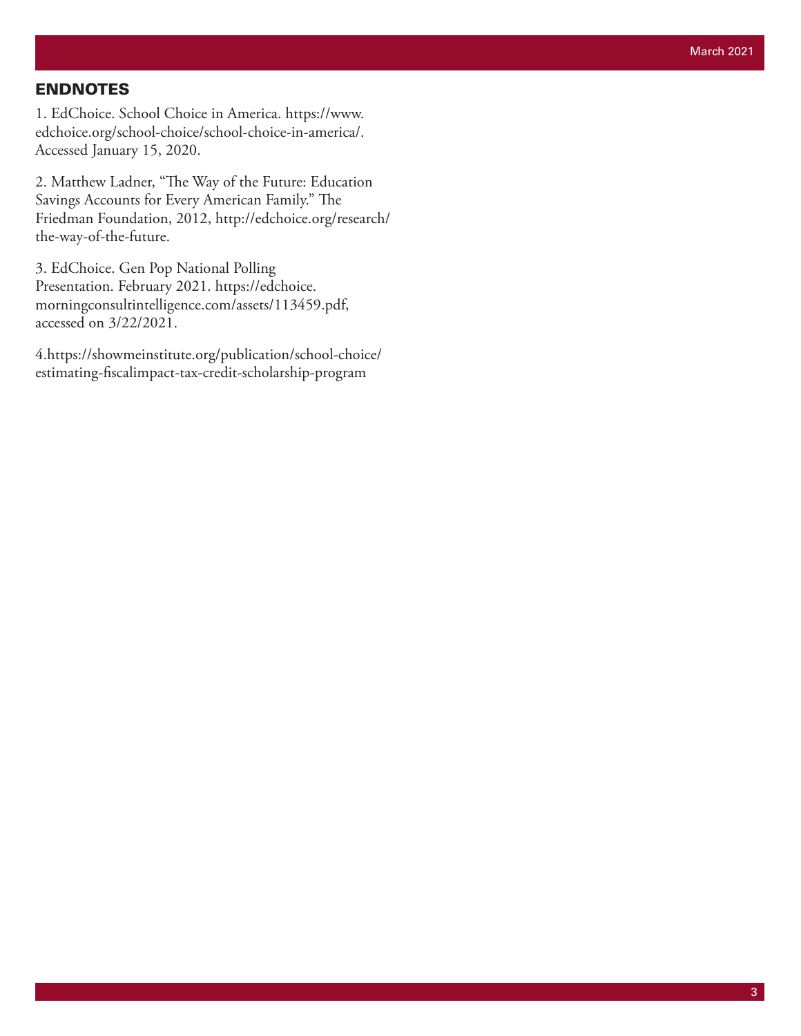## ENDNOTES

1. EdChoice. School Choice in America. https://www.edchoice.org/school-choice/school-choice-in-america/. Accessed January 15, 2020.

2. Matthew Ladner, "The Way of the Future: Education Savings Accounts for Every American Family." The Friedman Foundation, 2012, http://edchoice.org/research/the-way-of-the-future.

3. EdChoice. Gen Pop National Polling Presentation. February 2021. https://edchoice.morningconsultintelligence.com/assets/113459.pdf, accessed on 3/22/2021.

4.https://showmeinstitute.org/publication/school-choice/estimating-fiscalimpact-tax-credit-scholarship-program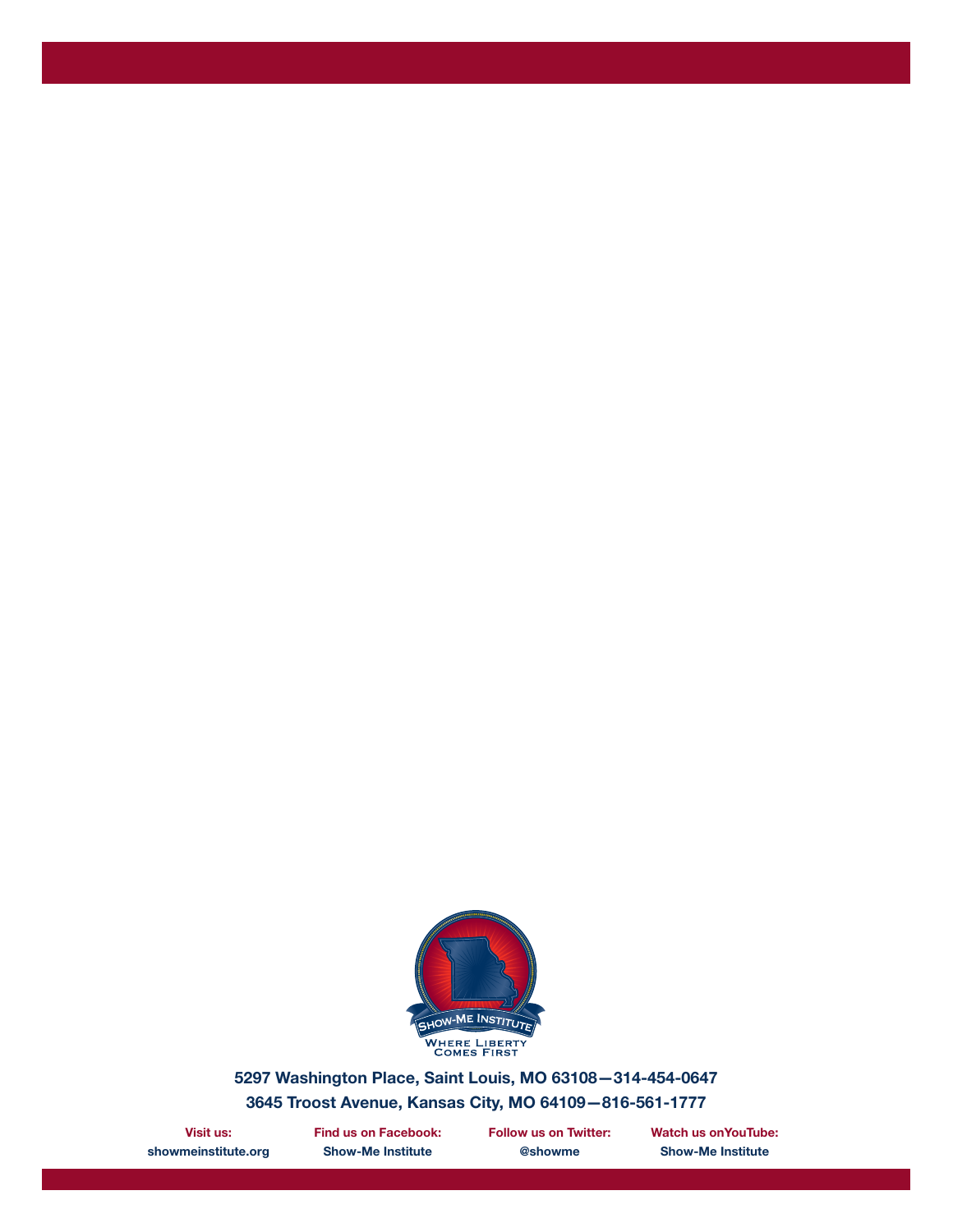SHOW-ME INSTITUTE

WHERE LIBERTY COMES FIRST

**5297 Washington Place, Saint Louis, MO 63108—314-454-0647**

**3645 Troost Avenue, Kansas City, MO 64109—816-561-1777**

**Visit us:** showmeinstitute.org

**Find us on Facebook:** Show-Me Institute

**Follow us on Twitter:** @showme

**Watch us onYouTube:** Show-Me Institute